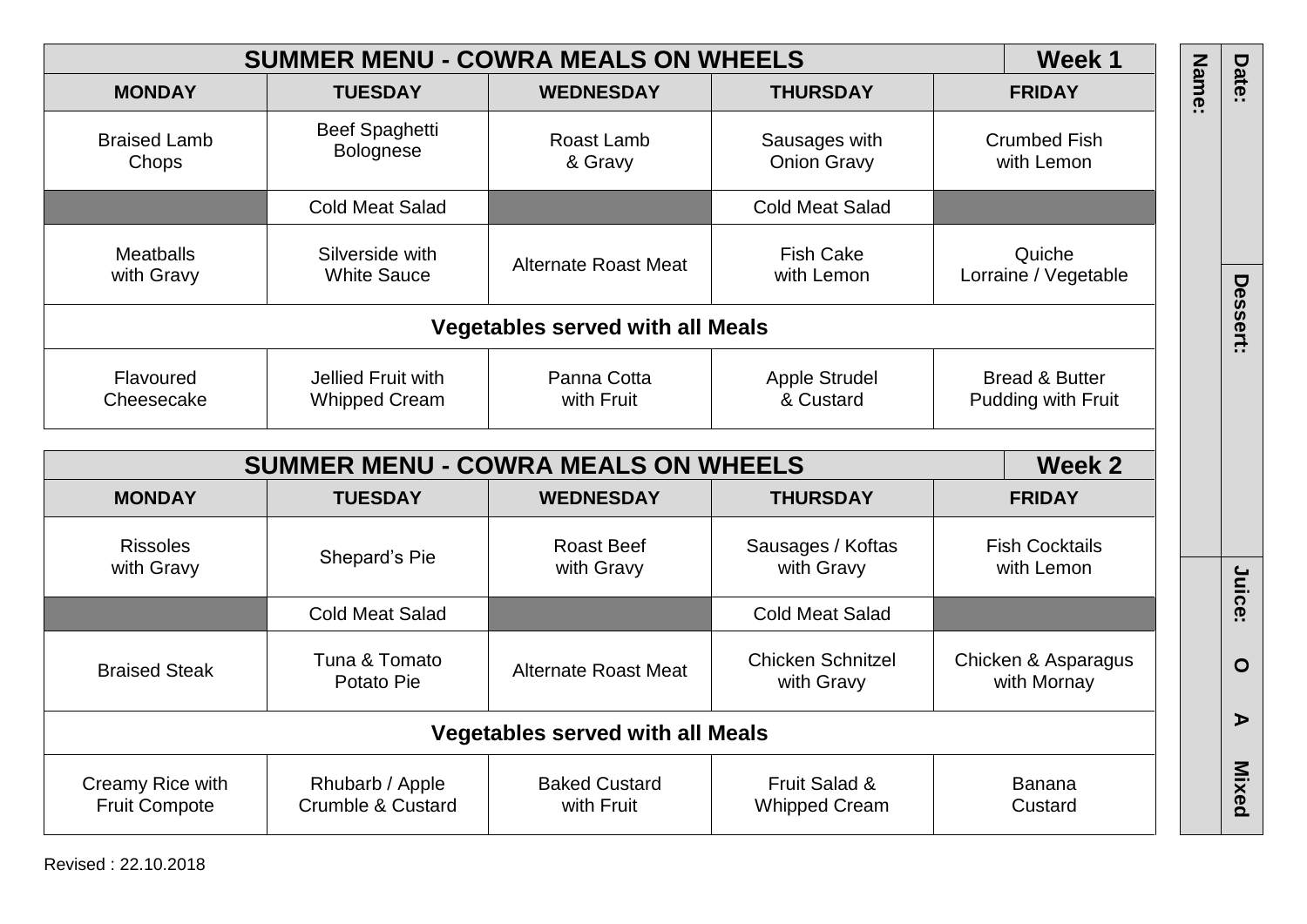| SUMMER MENU - COWRA MEALS ON WHEELS | | | | Week 1 |
|---|---|---|---|---|
| **MONDAY** | **TUESDAY** | **WEDNESDAY** | **THURSDAY** | **FRIDAY** |
| Braised Lamb Chops | Beef Spaghetti Bolognese | Roast Lamb & Gravy | Sausages with Onion Gravy | Crumbed Fish with Lemon |
| | Cold Meat Salad | | Cold Meat Salad | |
| Meatballs with Gravy | Silverside with White Sauce | Alternate Roast Meat | Fish Cake with Lemon | Quiche Lorraine / Vegetable |
| **Vegetables served with all Meals** | | | | |
| Flavoured Cheesecake | Jellied Fruit with Whipped Cream | Panna Cotta with Fruit | Apple Strudel & Custard | Bread & Butter Pudding with Fruit |

| SUMMER MENU - COWRA MEALS ON WHEELS | | | | Week 2 |
|---|---|---|---|---|
| **MONDAY** | **TUESDAY** | **WEDNESDAY** | **THURSDAY** | **FRIDAY** |
| Rissoles with Gravy | Shepard's Pie | Roast Beef with Gravy | Sausages / Koftas with Gravy | Fish Cocktails with Lemon |
| | Cold Meat Salad | | Cold Meat Salad | |
| Braised Steak | Tuna & Tomato Potato Pie | Alternate Roast Meat | Chicken Schnitzel with Gravy | Chicken & Asparagus with Mornay |
| **Vegetables served with all Meals** | | | | |
| Creamy Rice with Fruit Compote | Rhubarb / Apple Crumble & Custard | Baked Custard with Fruit | Fruit Salad & Whipped Cream | Banana Custard |

**Name:**

**Date:**

**Dessert:**

**Juice: O A Mixed**

Revised : 22.10.2018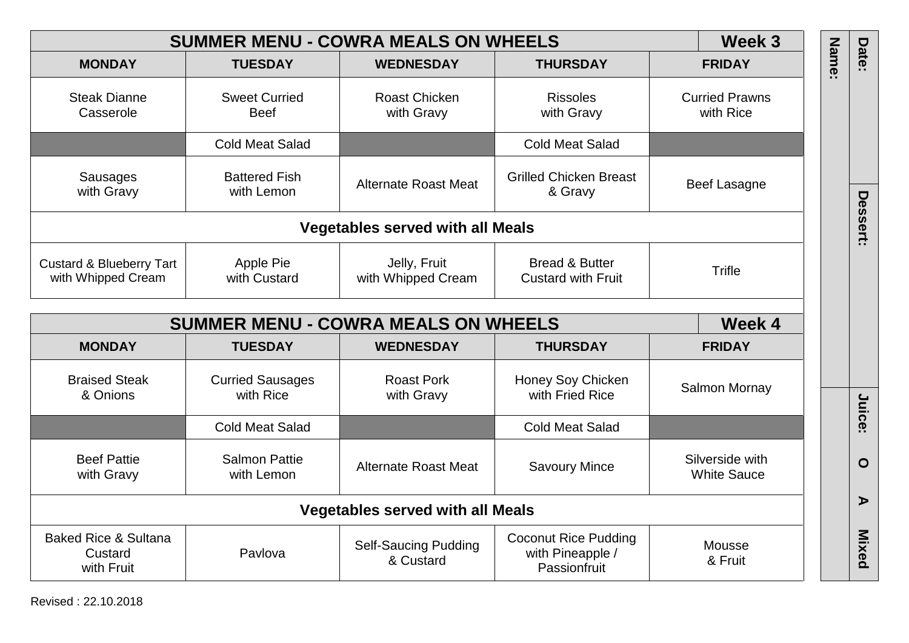| SUMMER MENU - COWRA MEALS ON WHEELS | | | | Week 3 |
|---|---|---|---|---|
| **MONDAY** | **TUESDAY** | **WEDNESDAY** | **THURSDAY** | **FRIDAY** |
| Steak Dianne Casserole | Sweet Curried Beef | Roast Chicken with Gravy | Rissoles with Gravy | Curried Prawns with Rice |
| | Cold Meat Salad | | Cold Meat Salad | |
| Sausages with Gravy | Battered Fish with Lemon | Alternate Roast Meat | Grilled Chicken Breast & Gravy | Beef Lasagne |
| **Vegetables served with all Meals** | | | | |
| Custard & Blueberry Tart with Whipped Cream | Apple Pie with Custard | Jelly, Fruit with Whipped Cream | Bread & Butter Custard with Fruit | Trifle |

| SUMMER MENU - COWRA MEALS ON WHEELS | | | | Week 4 |
|---|---|---|---|---|
| **MONDAY** | **TUESDAY** | **WEDNESDAY** | **THURSDAY** | **FRIDAY** |
| Braised Steak & Onions | Curried Sausages with Rice | Roast Pork with Gravy | Honey Soy Chicken with Fried Rice | Salmon Mornay |
| | Cold Meat Salad | | Cold Meat Salad | |
| Beef Pattie with Gravy | Salmon Pattie with Lemon | Alternate Roast Meat | Savoury Mince | Silverside with White Sauce |
| **Vegetables served with all Meals** | | | | |
| Baked Rice & Sultana Custard with Fruit | Pavlova | Self-Saucing Pudding & Custard | Coconut Rice Pudding with Pineapple / Passionfruit | Mousse & Fruit |

**Name:**

**Date:**

**Dessert:**

**Juice:** O A Mixed

Revised : 22.10.2018